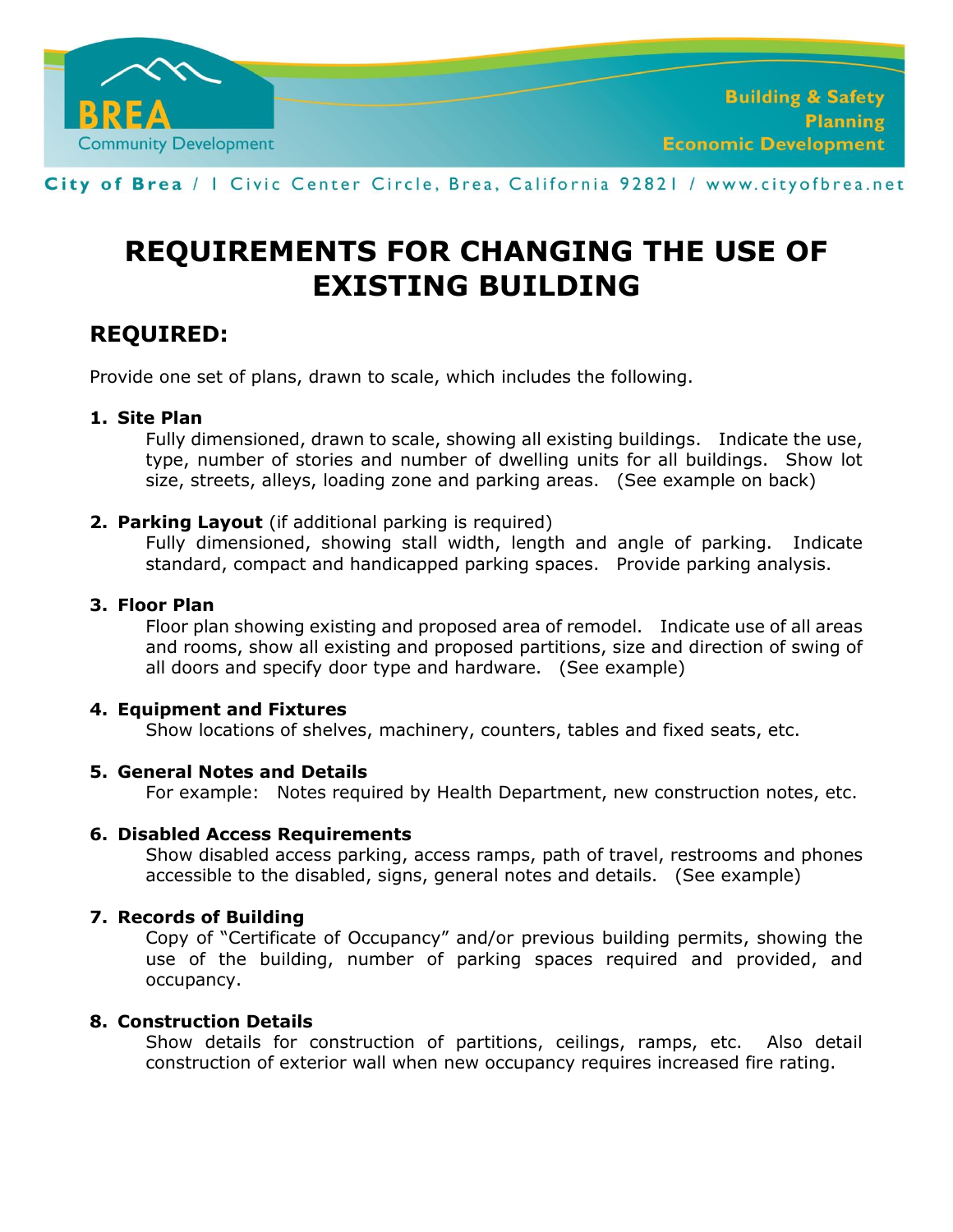BREA Community Development

Building & Safety
Planning
Economic Development

City of Brea / 1 Civic Center Circle, Brea, California 92821 / www.cityofbrea.net

# REQUIREMENTS FOR CHANGING THE USE OF EXISTING BUILDING

## REQUIRED:

Provide one set of plans, drawn to scale, which includes the following.

1. **Site Plan**
   Fully dimensioned, drawn to scale, showing all existing buildings. Indicate the use, type, number of stories and number of dwelling units for all buildings. Show lot size, streets, alleys, loading zone and parking areas. (See example on back)

2. **Parking Layout** (if additional parking is required)
   Fully dimensioned, showing stall width, length and angle of parking. Indicate standard, compact and handicapped parking spaces. Provide parking analysis.

3. **Floor Plan**
   Floor plan showing existing and proposed area of remodel. Indicate use of all areas and rooms, show all existing and proposed partitions, size and direction of swing of all doors and specify door type and hardware. (See example)

4. **Equipment and Fixtures**
   Show locations of shelves, machinery, counters, tables and fixed seats, etc.

5. **General Notes and Details**
   For example: Notes required by Health Department, new construction notes, etc.

6. **Disabled Access Requirements**
   Show disabled access parking, access ramps, path of travel, restrooms and phones accessible to the disabled, signs, general notes and details. (See example)

7. **Records of Building**
   Copy of "Certificate of Occupancy" and/or previous building permits, showing the use of the building, number of parking spaces required and provided, and occupancy.

8. **Construction Details**
   Show details for construction of partitions, ceilings, ramps, etc. Also detail construction of exterior wall when new occupancy requires increased fire rating.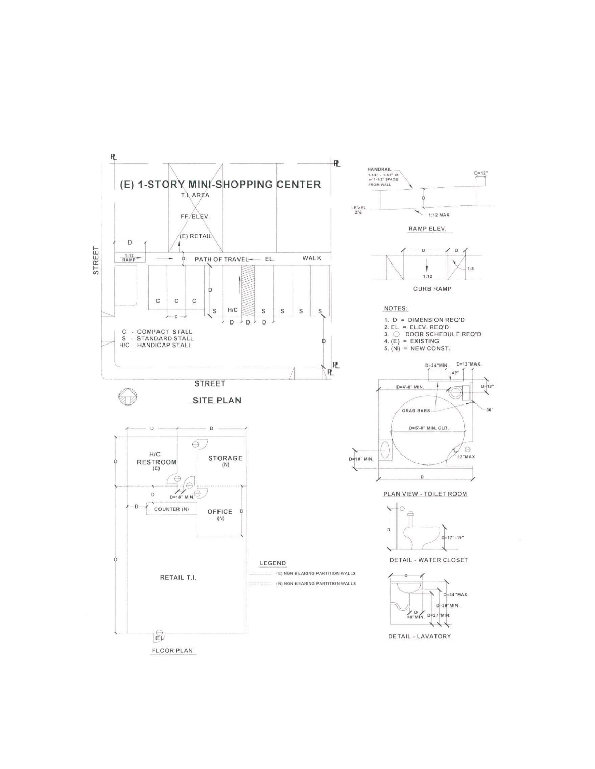(E) 1-STORY MINI-SHOPPING CENTER

T.I. AREA

FF ELEV.

(E) RETAIL

D

1:12 RAMP

D

PATH OF TRAVEL — EL.

WALK

STREET

D

C C C

D

S H/C S S S S

D D D

D

C - COMPACT STALL
S - STANDARD STALL
H/C - HANDICAP STALL

STREET

SITE PLAN

HANDRAIL
1-1/4" - 1-1/2" Ø
w/ 1-1/2" SPACE
FROM WALL

D=12"

D

LEVEL 2%

1:12 MAX

RAMP ELEV.

D D

1:8

1:12

CURB RAMP

NOTES:

1. D = DIMENSION REQ'D
2. EL = ELEV. REQ'D
3. ⊖ DOOR SCHEDULE REQ'D
4. (E) = EXISTING
5. (N) = NEW CONST.

D=24" MIN.

D=12" MAX.

42"

D=4'-0" MIN.

D=18"

GRAB BARS

36"

D=5'-0" MIN. CLR.

D=18" MIN.

12" MAX

D

PLAN VIEW - TOILET ROOM

D

D=17"-19"

DETAIL - WATER CLOSET

D

D=34" MAX.

D=29" MIN.

D=8" MIN.

D=27" MIN.

DETAIL - LAVATORY

D D

H/C RESTROOM (E)

STORAGE (N)

D

D=18" MIN.

D

COUNTER (N)

OFFICE (N)

D

D

RETAIL T.I.

EL

FLOOR PLAN

LEGEND

(E) NON-BEARING PARTITION WALLS

(N) NON-BEARING PARTITION WALLS